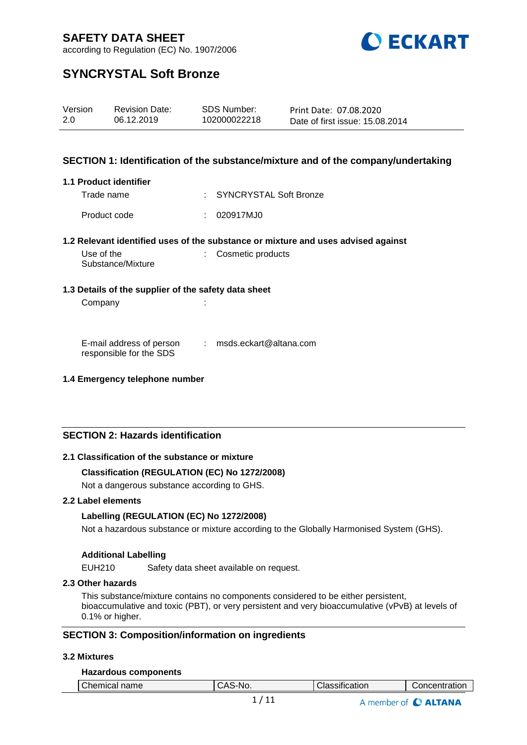# SAFETY DATA SHEET

according to Regulation (EC) No. 1907/2006

# SYNCRYSTAL Soft Bronze

| Version | Revision Date: | SDS Number: | Print Date: 07.08.2020 |
|---|---|---|---|
| 2.0 | 06.12.2019 | 102000022218 | Date of first issue: 15.08.2014 |

## SECTION 1: Identification of the substance/mixture and of the company/undertaking

### 1.1 Product identifier

Trade name : SYNCRYSTAL Soft Bronze

Product code : 020917MJ0

### 1.2 Relevant identified uses of the substance or mixture and uses advised against

Use of the Substance/Mixture : Cosmetic products

### 1.3 Details of the supplier of the safety data sheet

Company :

E-mail address of person responsible for the SDS : msds.eckart@altana.com

### 1.4 Emergency telephone number

## SECTION 2: Hazards identification

### 2.1 Classification of the substance or mixture

**Classification (REGULATION (EC) No 1272/2008)**

Not a dangerous substance according to GHS.

### 2.2 Label elements

**Labelling (REGULATION (EC) No 1272/2008)**

Not a hazardous substance or mixture according to the Globally Harmonised System (GHS).

**Additional Labelling**

EUH210 Safety data sheet available on request.

### 2.3 Other hazards

This substance/mixture contains no components considered to be either persistent, bioaccumulative and toxic (PBT), or very persistent and very bioaccumulative (vPvB) at levels of 0.1% or higher.

## SECTION 3: Composition/information on ingredients

### 3.2 Mixtures

**Hazardous components**

| Chemical name | CAS-No. | Classification | Concentration |
|---|---|---|---|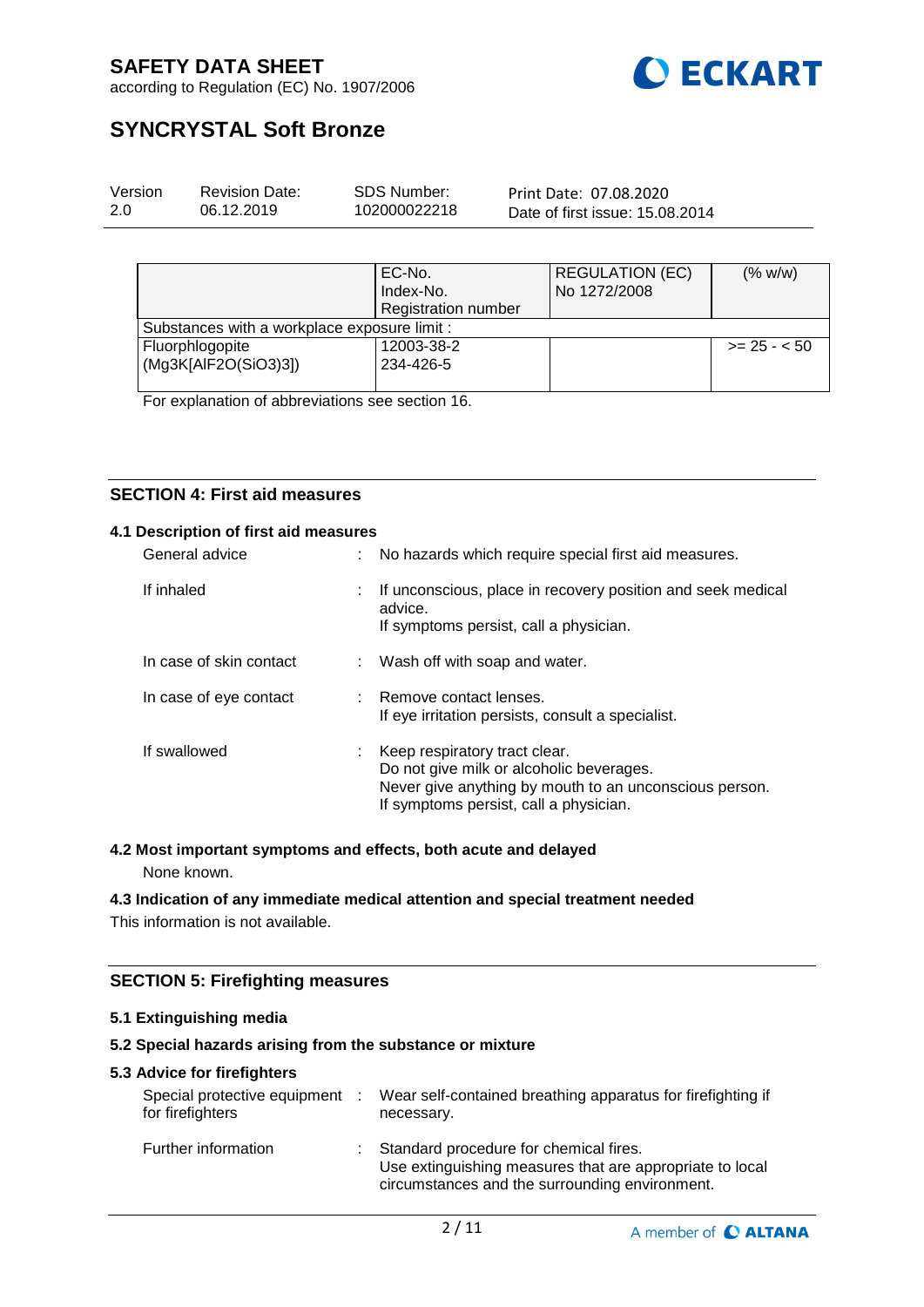| | EC-No.<br>Index-No.<br>Registration number | REGULATION (EC) No 1272/2008 | (% w/w) |
|---|---|---|---|
| Substances with a workplace exposure limit : | | | |
| Fluorphlogopite (Mg3K[AlF2O(SiO3)3]) | 12003-38-2<br>234-426-5 | | >= 25 - < 50 |

For explanation of abbreviations see section 16.

## SECTION 4: First aid measures

### 4.1 Description of first aid measures

| | | |
|---|---|---|
| General advice | : | No hazards which require special first aid measures. |
| If inhaled | : | If unconscious, place in recovery position and seek medical advice.<br>If symptoms persist, call a physician. |
| In case of skin contact | : | Wash off with soap and water. |
| In case of eye contact | : | Remove contact lenses.<br>If eye irritation persists, consult a specialist. |
| If swallowed | : | Keep respiratory tract clear.<br>Do not give milk or alcoholic beverages.<br>Never give anything by mouth to an unconscious person.<br>If symptoms persist, call a physician. |

### 4.2 Most important symptoms and effects, both acute and delayed

None known.

### 4.3 Indication of any immediate medical attention and special treatment needed

This information is not available.

## SECTION 5: Firefighting measures

### 5.1 Extinguishing media

### 5.2 Special hazards arising from the substance or mixture

### 5.3 Advice for firefighters

| | | |
|---|---|---|
| Special protective equipment for firefighters | : | Wear self-contained breathing apparatus for firefighting if necessary. |
| Further information | : | Standard procedure for chemical fires.<br>Use extinguishing measures that are appropriate to local circumstances and the surrounding environment. |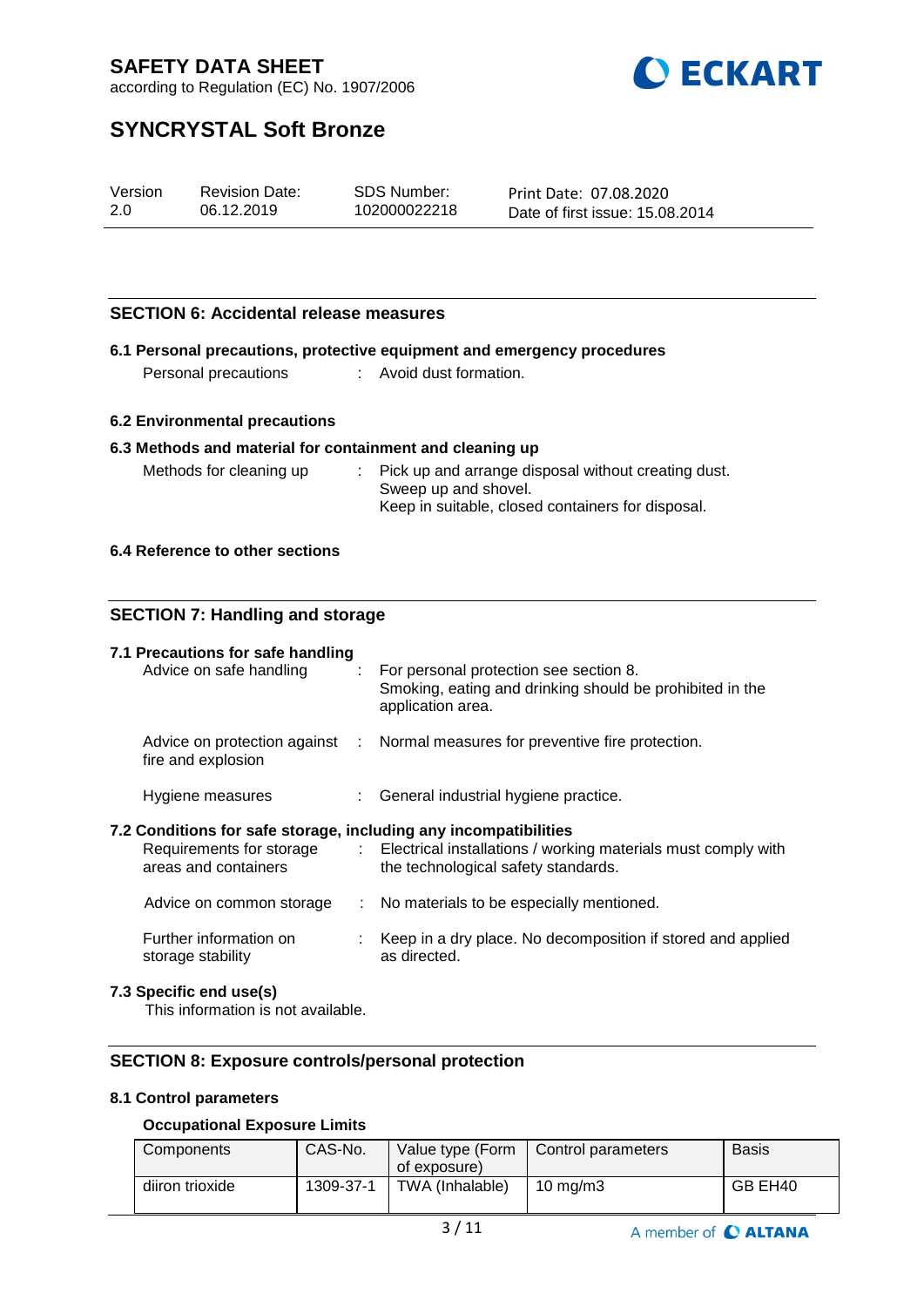## SECTION 6: Accidental release measures

### 6.1 Personal precautions, protective equipment and emergency procedures

Personal precautions : Avoid dust formation.

### 6.2 Environmental precautions

### 6.3 Methods and material for containment and cleaning up

Methods for cleaning up : Pick up and arrange disposal without creating dust.
Sweep up and shovel.
Keep in suitable, closed containers for disposal.

### 6.4 Reference to other sections

## SECTION 7: Handling and storage

### 7.1 Precautions for safe handling

Advice on safe handling : For personal protection see section 8.
Smoking, eating and drinking should be prohibited in the application area.

Advice on protection against fire and explosion : Normal measures for preventive fire protection.

Hygiene measures : General industrial hygiene practice.

### 7.2 Conditions for safe storage, including any incompatibilities

Requirements for storage areas and containers : Electrical installations / working materials must comply with the technological safety standards.

Advice on common storage : No materials to be especially mentioned.

Further information on storage stability : Keep in a dry place. No decomposition if stored and applied as directed.

### 7.3 Specific end use(s)

This information is not available.

## SECTION 8: Exposure controls/personal protection

### 8.1 Control parameters

**Occupational Exposure Limits**

| Components | CAS-No. | Value type (Form of exposure) | Control parameters | Basis |
|---|---|---|---|---|
| diiron trioxide | 1309-37-1 | TWA (Inhalable) | 10 mg/m3 | GB EH40 |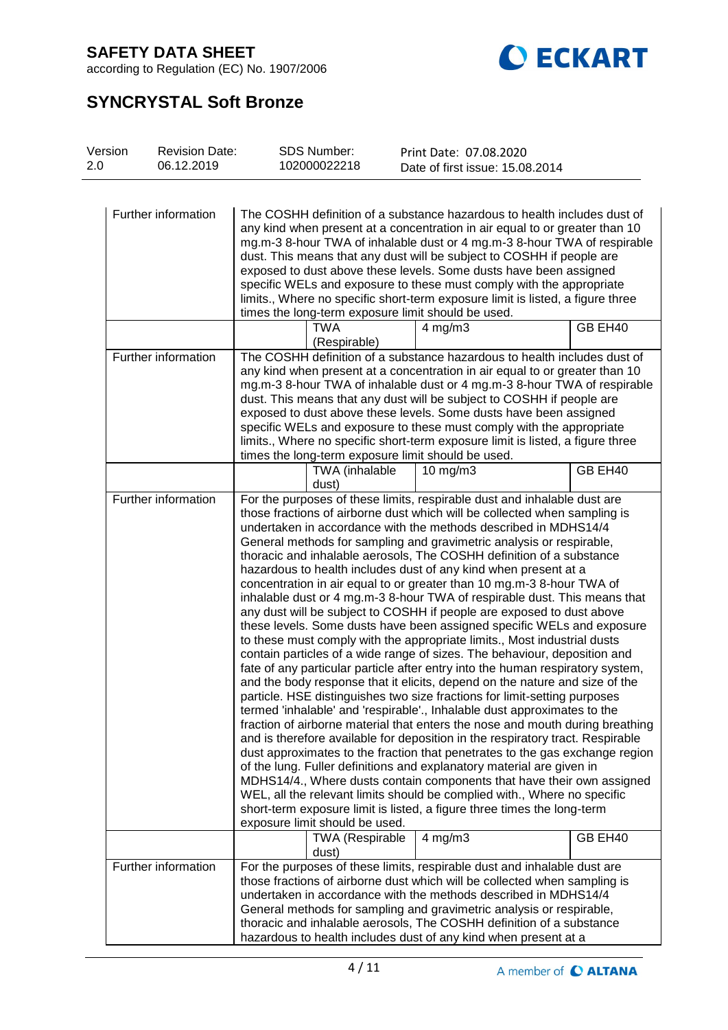| | | | | |
|---|---|---|---|---|
| Further information | The COSHH definition of a substance hazardous to health includes dust of any kind when present at a concentration in air equal to or greater than 10 mg.m-3 8-hour TWA of inhalable dust or 4 mg.m-3 8-hour TWA of respirable dust. This means that any dust will be subject to COSHH if people are exposed to dust above these levels. Some dusts have been assigned specific WELs and exposure to these must comply with the appropriate limits., Where no specific short-term exposure limit is listed, a figure three times the long-term exposure limit should be used. | | | |
| | | TWA (Respirable) | 4 mg/m3 | GB EH40 |
| Further information | The COSHH definition of a substance hazardous to health includes dust of any kind when present at a concentration in air equal to or greater than 10 mg.m-3 8-hour TWA of inhalable dust or 4 mg.m-3 8-hour TWA of respirable dust. This means that any dust will be subject to COSHH if people are exposed to dust above these levels. Some dusts have been assigned specific WELs and exposure to these must comply with the appropriate limits., Where no specific short-term exposure limit is listed, a figure three times the long-term exposure limit should be used. | | | |
| | | TWA (inhalable dust) | 10 mg/m3 | GB EH40 |
| Further information | For the purposes of these limits, respirable dust and inhalable dust are those fractions of airborne dust which will be collected when sampling is undertaken in accordance with the methods described in MDHS14/4 General methods for sampling and gravimetric analysis or respirable, thoracic and inhalable aerosols, The COSHH definition of a substance hazardous to health includes dust of any kind when present at a concentration in air equal to or greater than 10 mg.m-3 8-hour TWA of inhalable dust or 4 mg.m-3 8-hour TWA of respirable dust. This means that any dust will be subject to COSHH if people are exposed to dust above these levels. Some dusts have been assigned specific WELs and exposure to these must comply with the appropriate limits., Most industrial dusts contain particles of a wide range of sizes. The behaviour, deposition and fate of any particular particle after entry into the human respiratory system, and the body response that it elicits, depend on the nature and size of the particle. HSE distinguishes two size fractions for limit-setting purposes termed 'inhalable' and 'respirable'., Inhalable dust approximates to the fraction of airborne material that enters the nose and mouth during breathing and is therefore available for deposition in the respiratory tract. Respirable dust approximates to the fraction that penetrates to the gas exchange region of the lung. Fuller definitions and explanatory material are given in MDHS14/4., Where dusts contain components that have their own assigned WEL, all the relevant limits should be complied with., Where no specific short-term exposure limit is listed, a figure three times the long-term exposure limit should be used. | | | |
| | | TWA (Respirable dust) | 4 mg/m3 | GB EH40 |
| Further information | For the purposes of these limits, respirable dust and inhalable dust are those fractions of airborne dust which will be collected when sampling is undertaken in accordance with the methods described in MDHS14/4 General methods for sampling and gravimetric analysis or respirable, thoracic and inhalable aerosols, The COSHH definition of a substance hazardous to health includes dust of any kind when present at a | | | |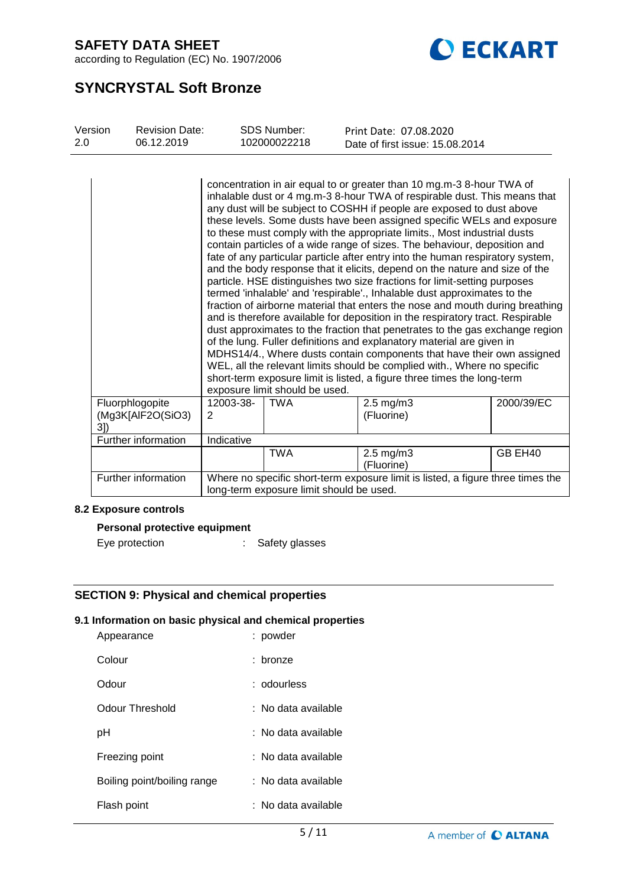| | | | | |
|---|---|---|---|---|
| | concentration in air equal to or greater than 10 mg.m-3 8-hour TWA of inhalable dust or 4 mg.m-3 8-hour TWA of respirable dust. This means that any dust will be subject to COSHH if people are exposed to dust above these levels. Some dusts have been assigned specific WELs and exposure to these must comply with the appropriate limits., Most industrial dusts contain particles of a wide range of sizes. The behaviour, deposition and fate of any particular particle after entry into the human respiratory system, and the body response that it elicits, depend on the nature and size of the particle. HSE distinguishes two size fractions for limit-setting purposes termed 'inhalable' and 'respirable'., Inhalable dust approximates to the fraction of airborne material that enters the nose and mouth during breathing and is therefore available for deposition in the respiratory tract. Respirable dust approximates to the fraction that penetrates to the gas exchange region of the lung. Fuller definitions and explanatory material are given in MDHS14/4., Where dusts contain components that have their own assigned WEL, all the relevant limits should be complied with., Where no specific short-term exposure limit is listed, a figure three times the long-term exposure limit should be used. | | | |
| Fluorphlogopite (Mg3K[AlF2O(SiO3)3]) | 12003-38-2 | TWA | 2.5 mg/m3 (Fluorine) | 2000/39/EC |
| Further information | Indicative | | | |
| | | TWA | 2.5 mg/m3 (Fluorine) | GB EH40 |
| Further information | Where no specific short-term exposure limit is listed, a figure three times the long-term exposure limit should be used. | | | |

### 8.2 Exposure controls

**Personal protective equipment**

Eye protection : Safety glasses

## SECTION 9: Physical and chemical properties

### 9.1 Information on basic physical and chemical properties

| | |
|---|---|
| Appearance | : powder |
| Colour | : bronze |
| Odour | : odourless |
| Odour Threshold | : No data available |
| pH | : No data available |
| Freezing point | : No data available |
| Boiling point/boiling range | : No data available |
| Flash point | : No data available |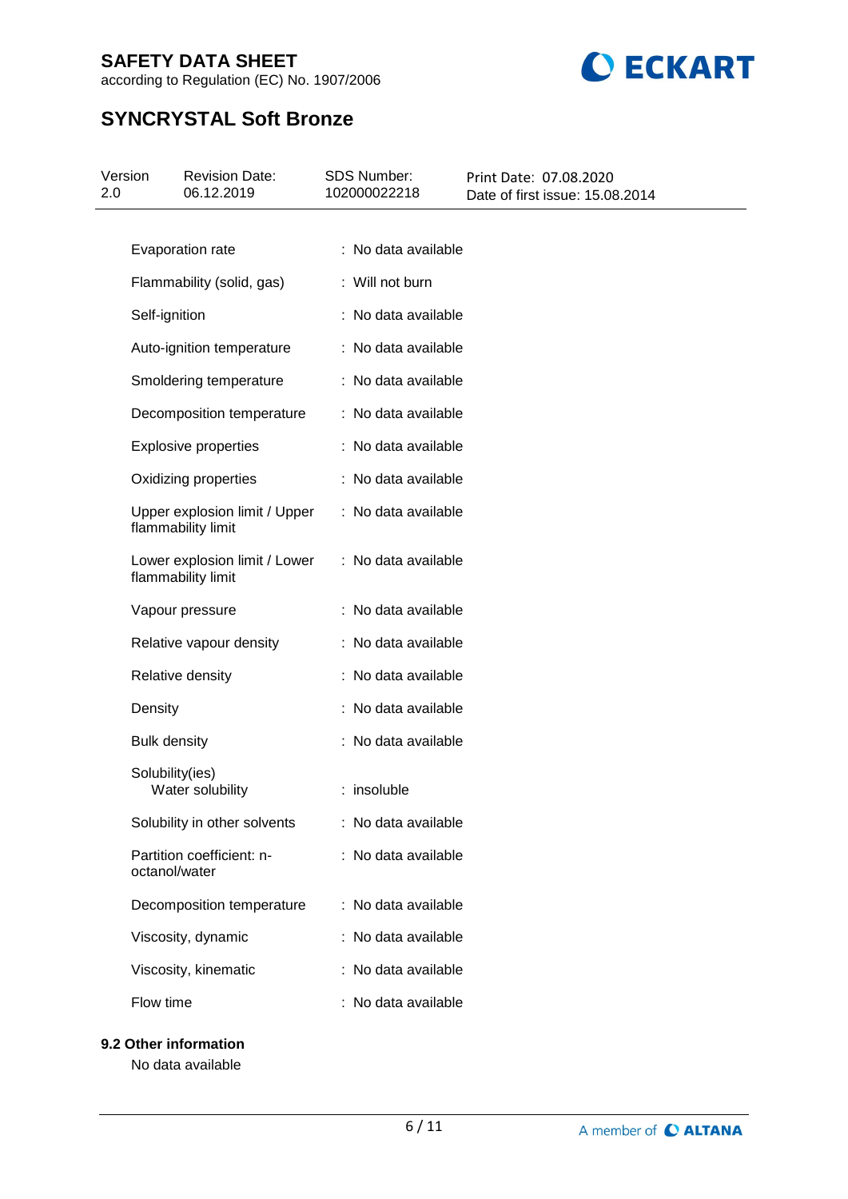| Property | Value |
|---|---|
| Evaporation rate | : No data available |
| Flammability (solid, gas) | : Will not burn |
| Self-ignition | : No data available |
| Auto-ignition temperature | : No data available |
| Smoldering temperature | : No data available |
| Decomposition temperature | : No data available |
| Explosive properties | : No data available |
| Oxidizing properties | : No data available |
| Upper explosion limit / Upper flammability limit | : No data available |
| Lower explosion limit / Lower flammability limit | : No data available |
| Vapour pressure | : No data available |
| Relative vapour density | : No data available |
| Relative density | : No data available |
| Density | : No data available |
| Bulk density | : No data available |
| Solubility(ies)<br>Water solubility | : insoluble |
| Solubility in other solvents | : No data available |
| Partition coefficient: n-octanol/water | : No data available |
| Decomposition temperature | : No data available |
| Viscosity, dynamic | : No data available |
| Viscosity, kinematic | : No data available |
| Flow time | : No data available |

**9.2 Other information**

No data available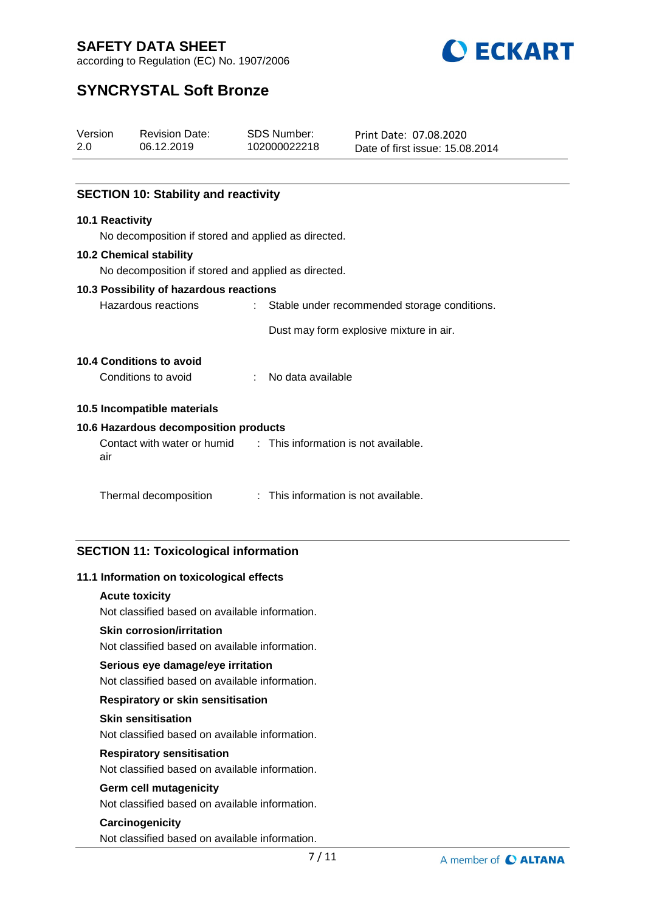## SECTION 10: Stability and reactivity

**10.1 Reactivity**

No decomposition if stored and applied as directed.

**10.2 Chemical stability**

No decomposition if stored and applied as directed.

**10.3 Possibility of hazardous reactions**

Hazardous reactions : Stable under recommended storage conditions.

Dust may form explosive mixture in air.

**10.4 Conditions to avoid**

Conditions to avoid : No data available

**10.5 Incompatible materials**

**10.6 Hazardous decomposition products**

Contact with water or humid air : This information is not available.

Thermal decomposition : This information is not available.

## SECTION 11: Toxicological information

**11.1 Information on toxicological effects**

**Acute toxicity**

Not classified based on available information.

**Skin corrosion/irritation**

Not classified based on available information.

**Serious eye damage/eye irritation**

Not classified based on available information.

**Respiratory or skin sensitisation**

**Skin sensitisation**

Not classified based on available information.

**Respiratory sensitisation**

Not classified based on available information.

**Germ cell mutagenicity**

Not classified based on available information.

**Carcinogenicity**

Not classified based on available information.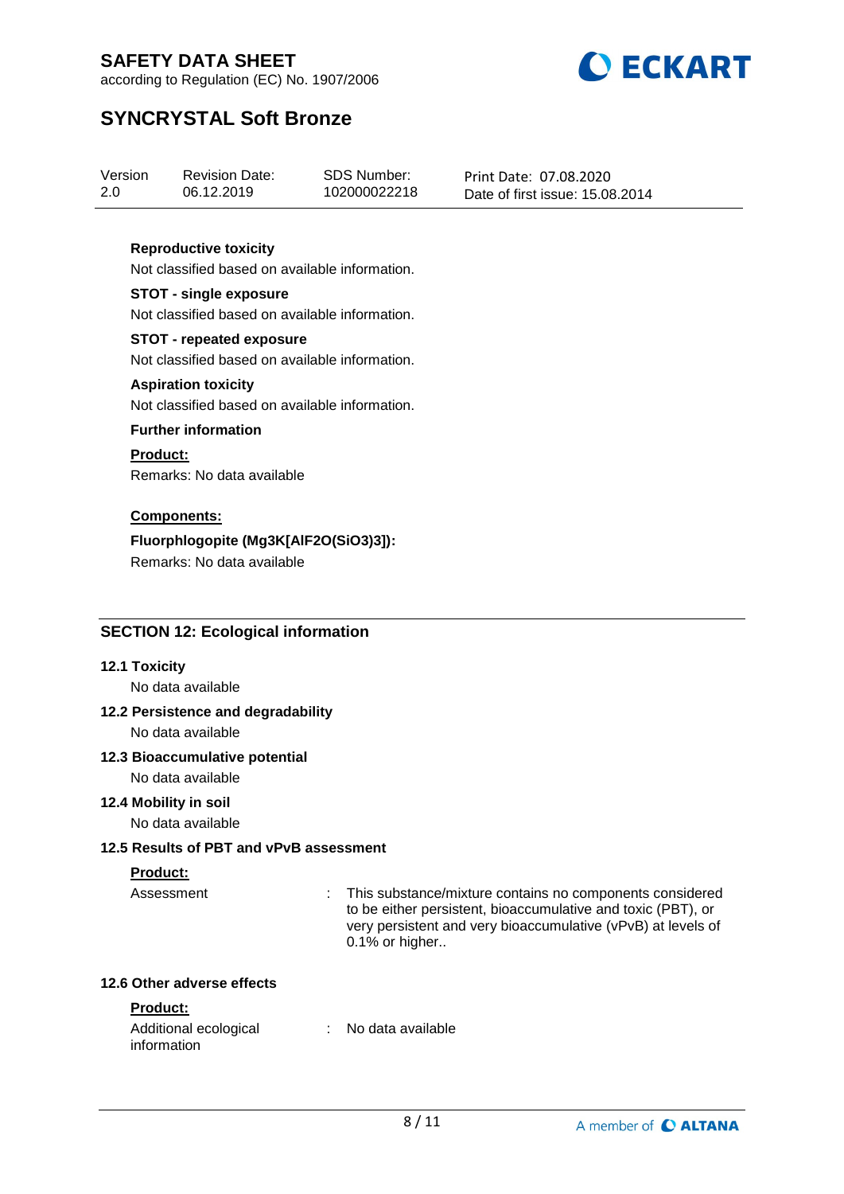**Reproductive toxicity**

Not classified based on available information.

**STOT - single exposure**

Not classified based on available information.

**STOT - repeated exposure**

Not classified based on available information.

**Aspiration toxicity**

Not classified based on available information.

**Further information**

**Product:**

Remarks: No data available

**Components:**

**Fluorphlogopite ($Mg_3K[AlF_2O(SiO_3)_3]$):**

Remarks: No data available

## SECTION 12: Ecological information

### 12.1 Toxicity

No data available

### 12.2 Persistence and degradability

No data available

### 12.3 Bioaccumulative potential

No data available

### 12.4 Mobility in soil

No data available

### 12.5 Results of PBT and vPvB assessment

**Product:**

Assessment : This substance/mixture contains no components considered to be either persistent, bioaccumulative and toxic (PBT), or very persistent and very bioaccumulative (vPvB) at levels of 0.1% or higher..

### 12.6 Other adverse effects

**Product:**

Additional ecological information : No data available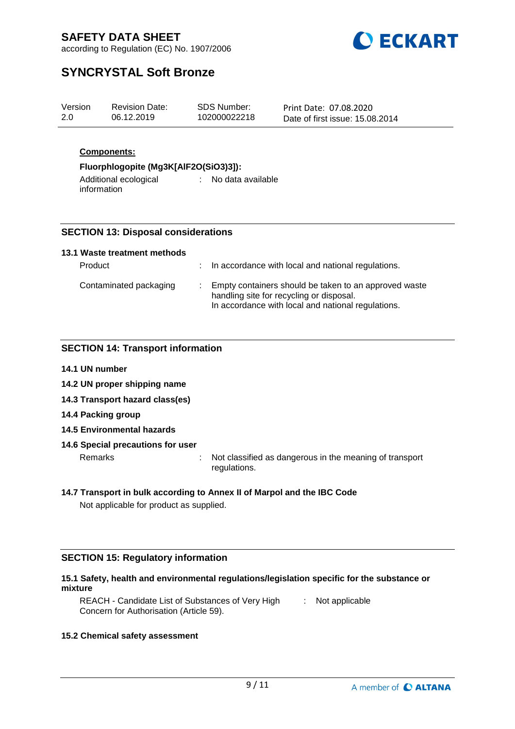**Components:**

**Fluorphlogopite (Mg3K[AlF2O(SiO3)3]):**

Additional ecological information : No data available

## SECTION 13: Disposal considerations

### 13.1 Waste treatment methods

Product : In accordance with local and national regulations.

Contaminated packaging : Empty containers should be taken to an approved waste handling site for recycling or disposal.
In accordance with local and national regulations.

## SECTION 14: Transport information

**14.1 UN number**

**14.2 UN proper shipping name**

**14.3 Transport hazard class(es)**

**14.4 Packing group**

**14.5 Environmental hazards**

**14.6 Special precautions for user**

Remarks : Not classified as dangerous in the meaning of transport regulations.

**14.7 Transport in bulk according to Annex II of Marpol and the IBC Code**

Not applicable for product as supplied.

## SECTION 15: Regulatory information

**15.1 Safety, health and environmental regulations/legislation specific for the substance or mixture**

REACH - Candidate List of Substances of Very High Concern for Authorisation (Article 59). : Not applicable

**15.2 Chemical safety assessment**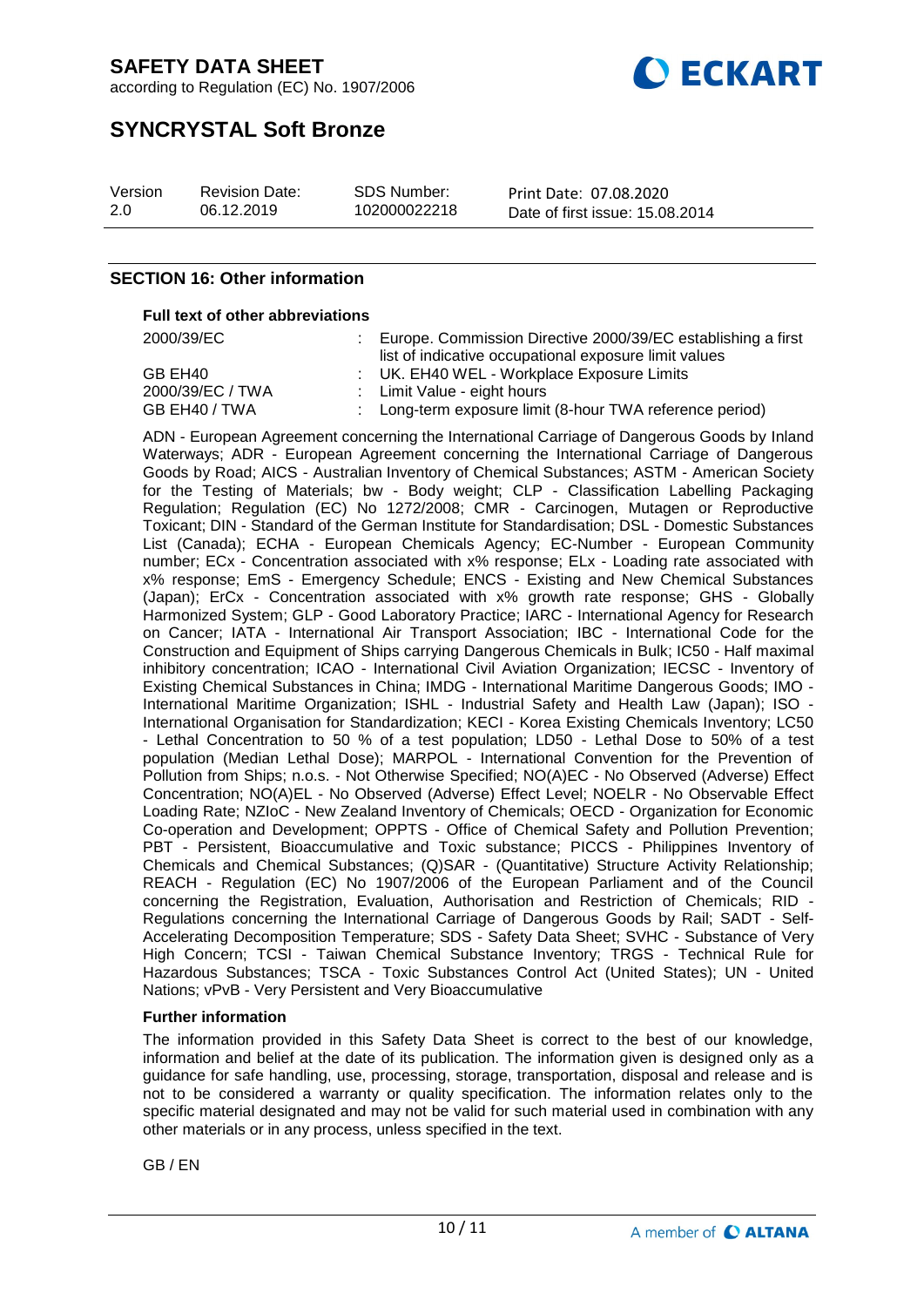## SECTION 16: Other information

**Full text of other abbreviations**

| | | |
|---|---|---|
| 2000/39/EC | : | Europe. Commission Directive 2000/39/EC establishing a first list of indicative occupational exposure limit values |
| GB EH40 | : | UK. EH40 WEL - Workplace Exposure Limits |
| 2000/39/EC / TWA | : | Limit Value - eight hours |
| GB EH40 / TWA | : | Long-term exposure limit (8-hour TWA reference period) |

ADN - European Agreement concerning the International Carriage of Dangerous Goods by Inland Waterways; ADR - European Agreement concerning the International Carriage of Dangerous Goods by Road; AICS - Australian Inventory of Chemical Substances; ASTM - American Society for the Testing of Materials; bw - Body weight; CLP - Classification Labelling Packaging Regulation; Regulation (EC) No 1272/2008; CMR - Carcinogen, Mutagen or Reproductive Toxicant; DIN - Standard of the German Institute for Standardisation; DSL - Domestic Substances List (Canada); ECHA - European Chemicals Agency; EC-Number - European Community number; ECx - Concentration associated with x% response; ELx - Loading rate associated with x% response; EmS - Emergency Schedule; ENCS - Existing and New Chemical Substances (Japan); ErCx - Concentration associated with x% growth rate response; GHS - Globally Harmonized System; GLP - Good Laboratory Practice; IARC - International Agency for Research on Cancer; IATA - International Air Transport Association; IBC - International Code for the Construction and Equipment of Ships carrying Dangerous Chemicals in Bulk; IC50 - Half maximal inhibitory concentration; ICAO - International Civil Aviation Organization; IECSC - Inventory of Existing Chemical Substances in China; IMDG - International Maritime Dangerous Goods; IMO - International Maritime Organization; ISHL - Industrial Safety and Health Law (Japan); ISO - International Organisation for Standardization; KECI - Korea Existing Chemicals Inventory; LC50 - Lethal Concentration to 50 % of a test population; LD50 - Lethal Dose to 50% of a test population (Median Lethal Dose); MARPOL - International Convention for the Prevention of Pollution from Ships; n.o.s. - Not Otherwise Specified; NO(A)EC - No Observed (Adverse) Effect Concentration; NO(A)EL - No Observed (Adverse) Effect Level; NOELR - No Observable Effect Loading Rate; NZIoC - New Zealand Inventory of Chemicals; OECD - Organization for Economic Co-operation and Development; OPPTS - Office of Chemical Safety and Pollution Prevention; PBT - Persistent, Bioaccumulative and Toxic substance; PICCS - Philippines Inventory of Chemicals and Chemical Substances; (Q)SAR - (Quantitative) Structure Activity Relationship; REACH - Regulation (EC) No 1907/2006 of the European Parliament and of the Council concerning the Registration, Evaluation, Authorisation and Restriction of Chemicals; RID - Regulations concerning the International Carriage of Dangerous Goods by Rail; SADT - Self-Accelerating Decomposition Temperature; SDS - Safety Data Sheet; SVHC - Substance of Very High Concern; TCSI - Taiwan Chemical Substance Inventory; TRGS - Technical Rule for Hazardous Substances; TSCA - Toxic Substances Control Act (United States); UN - United Nations; vPvB - Very Persistent and Very Bioaccumulative

**Further information**

The information provided in this Safety Data Sheet is correct to the best of our knowledge, information and belief at the date of its publication. The information given is designed only as a guidance for safe handling, use, processing, storage, transportation, disposal and release and is not to be considered a warranty or quality specification. The information relates only to the specific material designated and may not be valid for such material used in combination with any other materials or in any process, unless specified in the text.

GB / EN